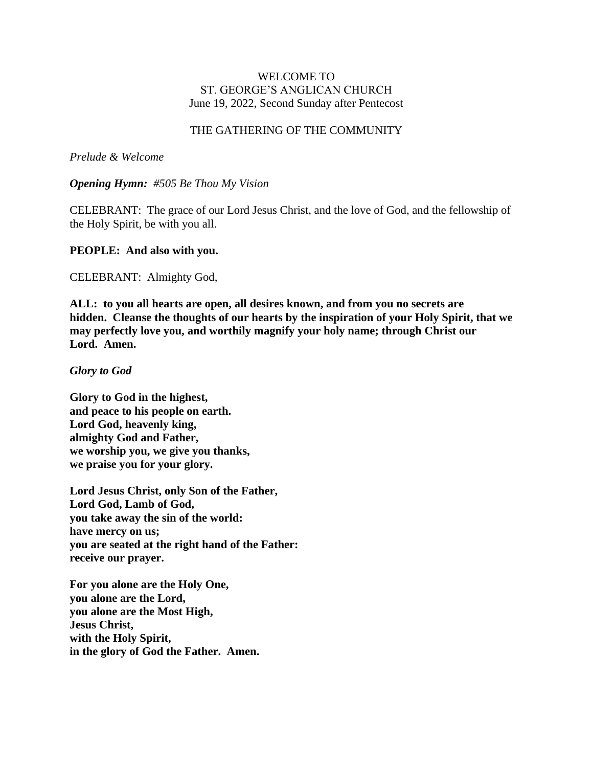WELCOME TO
ST. GEORGE'S ANGLICAN CHURCH
June 19, 2022, Second Sunday after Pentecost

THE GATHERING OF THE COMMUNITY

*Prelude & Welcome*

***Opening Hymn:** #505 Be Thou My Vision*

CELEBRANT: The grace of our Lord Jesus Christ, and the love of God, and the fellowship of the Holy Spirit, be with you all.

**PEOPLE: And also with you.**

CELEBRANT: Almighty God,

**ALL: to you all hearts are open, all desires known, and from you no secrets are hidden. Cleanse the thoughts of our hearts by the inspiration of your Holy Spirit, that we may perfectly love you, and worthily magnify your holy name; through Christ our Lord. Amen.**

***Glory to God***

**Glory to God in the highest,**
**and peace to his people on earth.**
**Lord God, heavenly king,**
**almighty God and Father,**
**we worship you, we give you thanks,**
**we praise you for your glory.**

**Lord Jesus Christ, only Son of the Father,**
**Lord God, Lamb of God,**
**you take away the sin of the world:**
**have mercy on us;**
**you are seated at the right hand of the Father:**
**receive our prayer.**

**For you alone are the Holy One,**
**you alone are the Lord,**
**you alone are the Most High,**
**Jesus Christ,**
**with the Holy Spirit,**
**in the glory of God the Father. Amen.**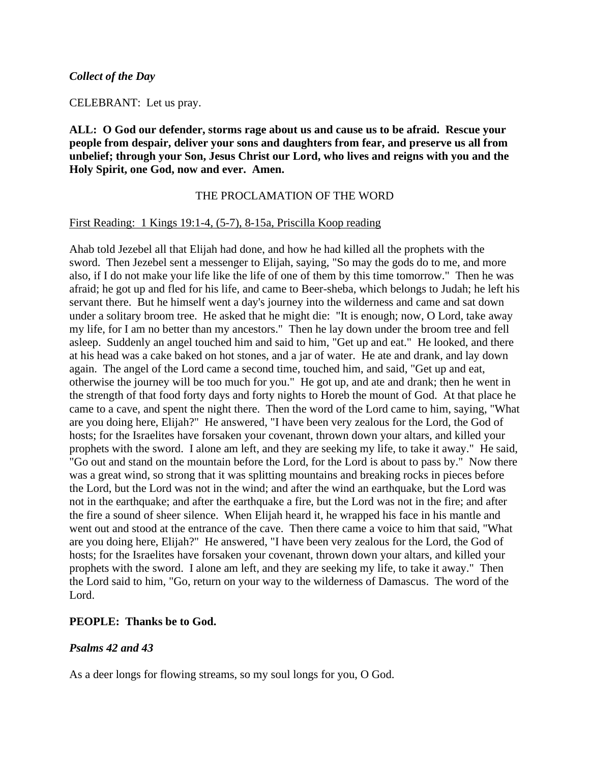***Collect of the Day***

CELEBRANT: Let us pray.

**ALL: O God our defender, storms rage about us and cause us to be afraid. Rescue your people from despair, deliver your sons and daughters from fear, and preserve us all from unbelief; through your Son, Jesus Christ our Lord, who lives and reigns with you and the Holy Spirit, one God, now and ever. Amen.**

THE PROCLAMATION OF THE WORD

First Reading: 1 Kings 19:1-4, (5-7), 8-15a, Priscilla Koop reading

Ahab told Jezebel all that Elijah had done, and how he had killed all the prophets with the sword. Then Jezebel sent a messenger to Elijah, saying, "So may the gods do to me, and more also, if I do not make your life like the life of one of them by this time tomorrow." Then he was afraid; he got up and fled for his life, and came to Beer-sheba, which belongs to Judah; he left his servant there. But he himself went a day's journey into the wilderness and came and sat down under a solitary broom tree. He asked that he might die: "It is enough; now, O Lord, take away my life, for I am no better than my ancestors." Then he lay down under the broom tree and fell asleep. Suddenly an angel touched him and said to him, "Get up and eat." He looked, and there at his head was a cake baked on hot stones, and a jar of water. He ate and drank, and lay down again. The angel of the Lord came a second time, touched him, and said, "Get up and eat, otherwise the journey will be too much for you." He got up, and ate and drank; then he went in the strength of that food forty days and forty nights to Horeb the mount of God. At that place he came to a cave, and spent the night there. Then the word of the Lord came to him, saying, "What are you doing here, Elijah?" He answered, "I have been very zealous for the Lord, the God of hosts; for the Israelites have forsaken your covenant, thrown down your altars, and killed your prophets with the sword. I alone am left, and they are seeking my life, to take it away." He said, "Go out and stand on the mountain before the Lord, for the Lord is about to pass by." Now there was a great wind, so strong that it was splitting mountains and breaking rocks in pieces before the Lord, but the Lord was not in the wind; and after the wind an earthquake, but the Lord was not in the earthquake; and after the earthquake a fire, but the Lord was not in the fire; and after the fire a sound of sheer silence. When Elijah heard it, he wrapped his face in his mantle and went out and stood at the entrance of the cave. Then there came a voice to him that said, "What are you doing here, Elijah?" He answered, "I have been very zealous for the Lord, the God of hosts; for the Israelites have forsaken your covenant, thrown down your altars, and killed your prophets with the sword. I alone am left, and they are seeking my life, to take it away." Then the Lord said to him, "Go, return on your way to the wilderness of Damascus. The word of the Lord.

**PEOPLE: Thanks be to God.**

***Psalms 42 and 43***

As a deer longs for flowing streams, so my soul longs for you, O God.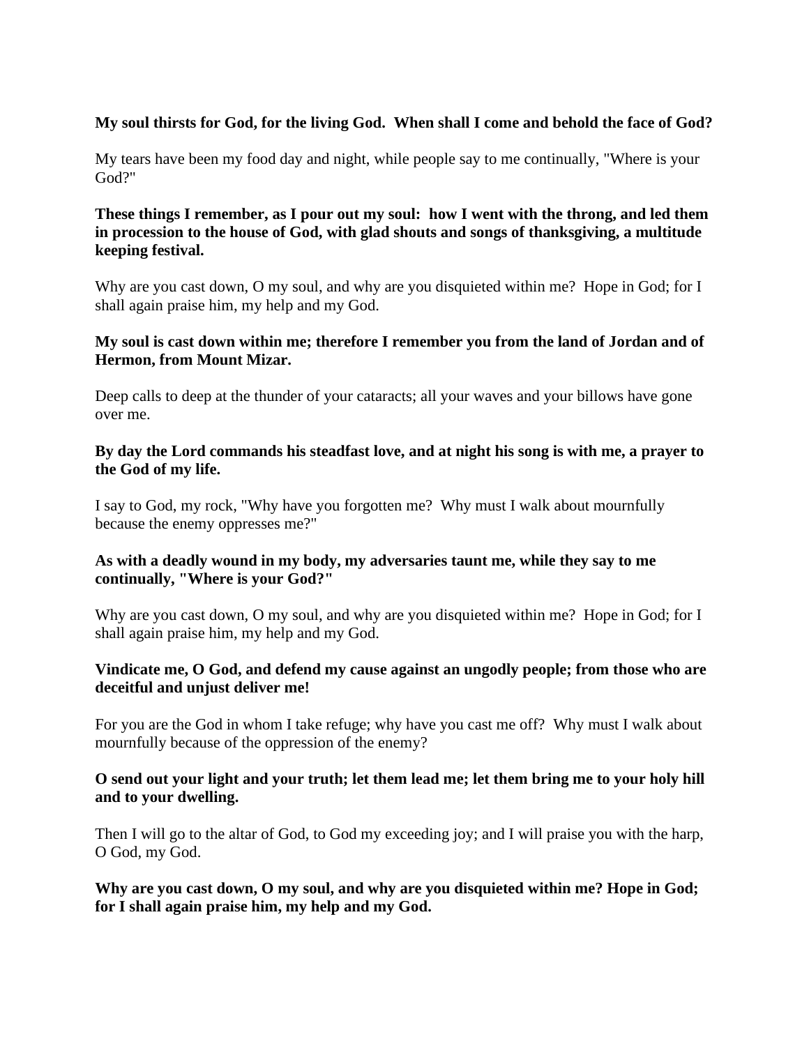**My soul thirsts for God, for the living God. When shall I come and behold the face of God?**

My tears have been my food day and night, while people say to me continually, "Where is your God?"

**These things I remember, as I pour out my soul: how I went with the throng, and led them in procession to the house of God, with glad shouts and songs of thanksgiving, a multitude keeping festival.**

Why are you cast down, O my soul, and why are you disquieted within me? Hope in God; for I shall again praise him, my help and my God.

**My soul is cast down within me; therefore I remember you from the land of Jordan and of Hermon, from Mount Mizar.**

Deep calls to deep at the thunder of your cataracts; all your waves and your billows have gone over me.

**By day the Lord commands his steadfast love, and at night his song is with me, a prayer to the God of my life.**

I say to God, my rock, "Why have you forgotten me? Why must I walk about mournfully because the enemy oppresses me?"

**As with a deadly wound in my body, my adversaries taunt me, while they say to me continually, "Where is your God?"**

Why are you cast down, O my soul, and why are you disquieted within me? Hope in God; for I shall again praise him, my help and my God.

**Vindicate me, O God, and defend my cause against an ungodly people; from those who are deceitful and unjust deliver me!**

For you are the God in whom I take refuge; why have you cast me off? Why must I walk about mournfully because of the oppression of the enemy?

**O send out your light and your truth; let them lead me; let them bring me to your holy hill and to your dwelling.**

Then I will go to the altar of God, to God my exceeding joy; and I will praise you with the harp, O God, my God.

**Why are you cast down, O my soul, and why are you disquieted within me? Hope in God; for I shall again praise him, my help and my God.**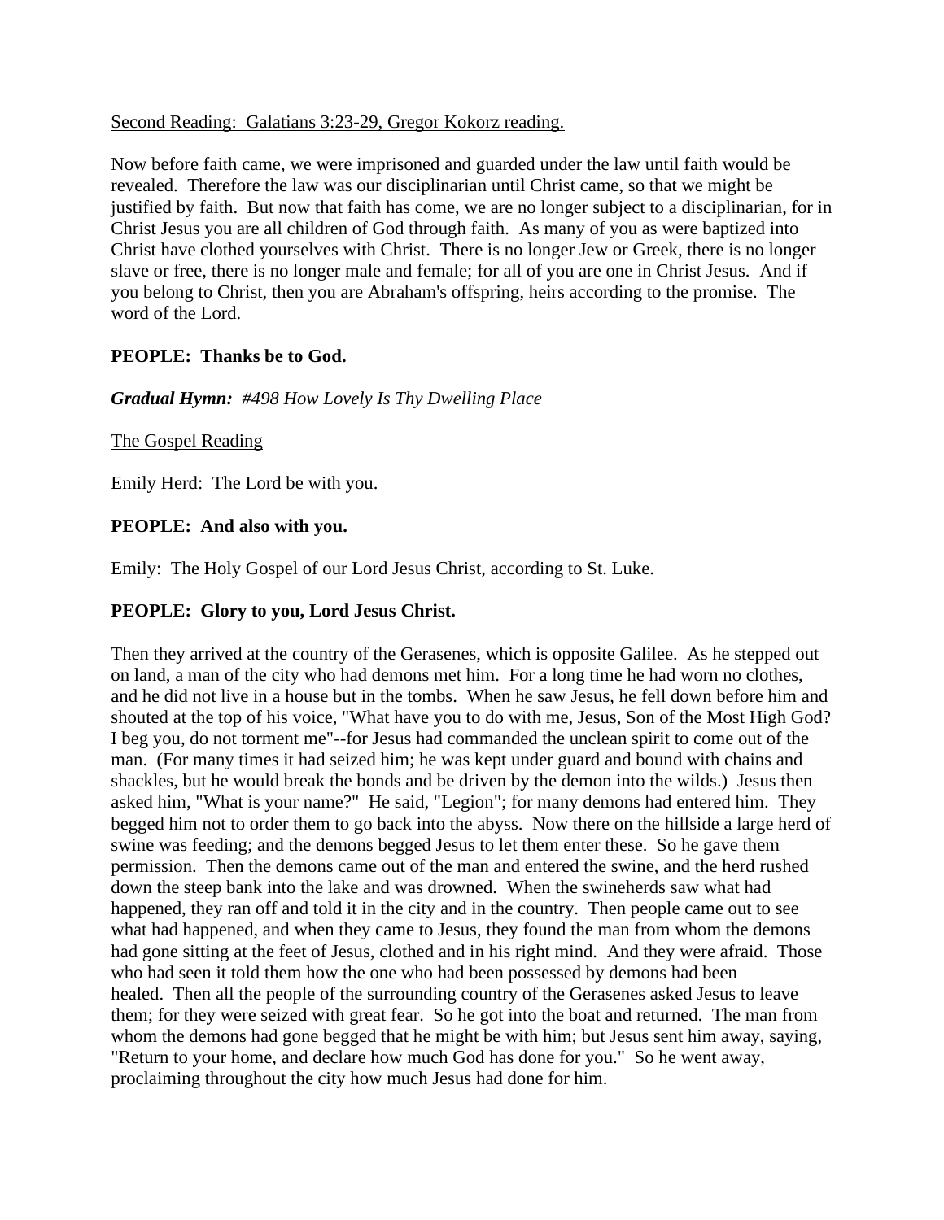Second Reading: Galatians 3:23-29, Gregor Kokorz reading.

Now before faith came, we were imprisoned and guarded under the law until faith would be revealed. Therefore the law was our disciplinarian until Christ came, so that we might be justified by faith. But now that faith has come, we are no longer subject to a disciplinarian, for in Christ Jesus you are all children of God through faith. As many of you as were baptized into Christ have clothed yourselves with Christ. There is no longer Jew or Greek, there is no longer slave or free, there is no longer male and female; for all of you are one in Christ Jesus. And if you belong to Christ, then you are Abraham's offspring, heirs according to the promise. The word of the Lord.

**PEOPLE: Thanks be to God.**

***Gradual Hymn:** #498 How Lovely Is Thy Dwelling Place*

The Gospel Reading

Emily Herd: The Lord be with you.

**PEOPLE: And also with you.**

Emily: The Holy Gospel of our Lord Jesus Christ, according to St. Luke.

**PEOPLE: Glory to you, Lord Jesus Christ.**

Then they arrived at the country of the Gerasenes, which is opposite Galilee. As he stepped out on land, a man of the city who had demons met him. For a long time he had worn no clothes, and he did not live in a house but in the tombs. When he saw Jesus, he fell down before him and shouted at the top of his voice, "What have you to do with me, Jesus, Son of the Most High God? I beg you, do not torment me"--for Jesus had commanded the unclean spirit to come out of the man. (For many times it had seized him; he was kept under guard and bound with chains and shackles, but he would break the bonds and be driven by the demon into the wilds.) Jesus then asked him, "What is your name?" He said, "Legion"; for many demons had entered him. They begged him not to order them to go back into the abyss. Now there on the hillside a large herd of swine was feeding; and the demons begged Jesus to let them enter these. So he gave them permission. Then the demons came out of the man and entered the swine, and the herd rushed down the steep bank into the lake and was drowned. When the swineherds saw what had happened, they ran off and told it in the city and in the country. Then people came out to see what had happened, and when they came to Jesus, they found the man from whom the demons had gone sitting at the feet of Jesus, clothed and in his right mind. And they were afraid. Those who had seen it told them how the one who had been possessed by demons had been healed. Then all the people of the surrounding country of the Gerasenes asked Jesus to leave them; for they were seized with great fear. So he got into the boat and returned. The man from whom the demons had gone begged that he might be with him; but Jesus sent him away, saying, "Return to your home, and declare how much God has done for you." So he went away, proclaiming throughout the city how much Jesus had done for him.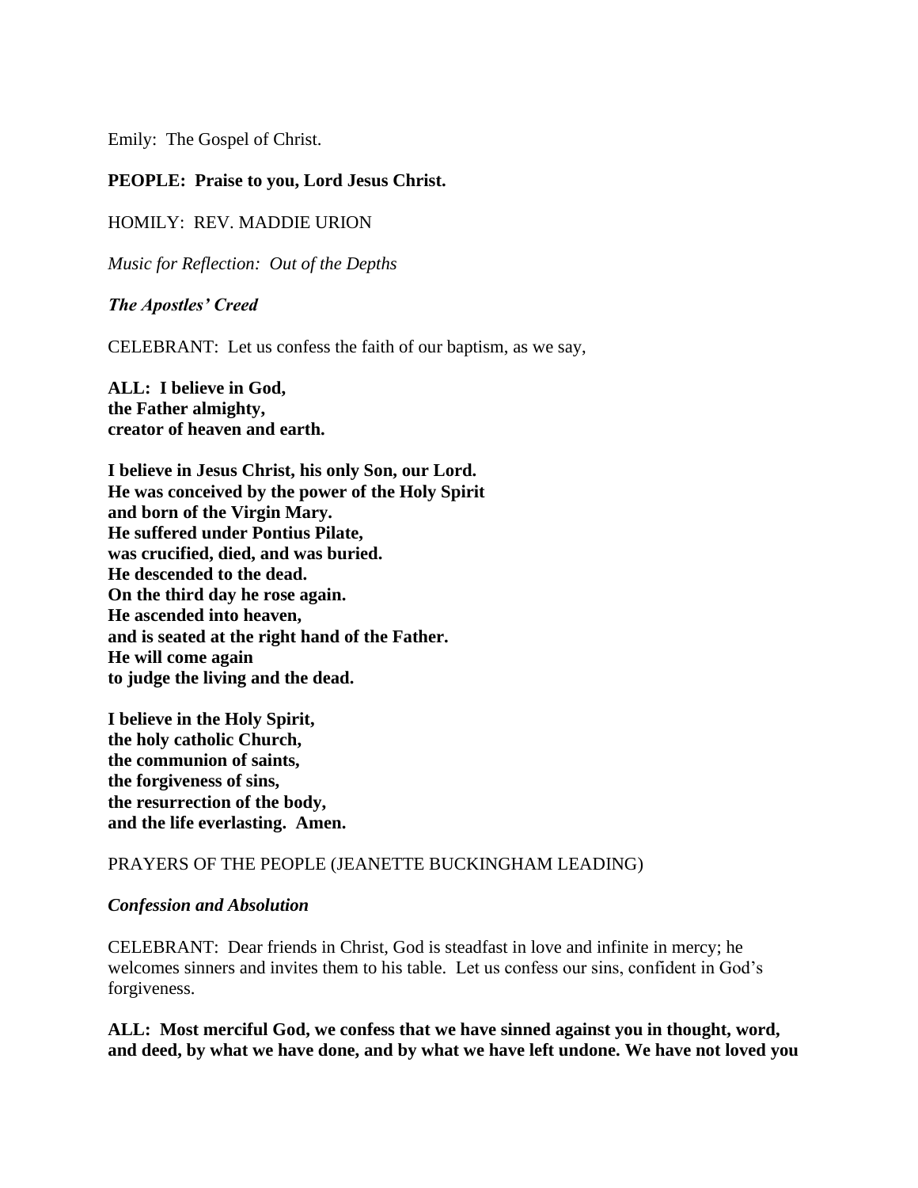Emily: The Gospel of Christ.

**PEOPLE: Praise to you, Lord Jesus Christ.**

HOMILY: REV. MADDIE URION

*Music for Reflection: Out of the Depths*

***The Apostles' Creed***

CELEBRANT: Let us confess the faith of our baptism, as we say,

**ALL: I believe in God,**
**the Father almighty,**
**creator of heaven and earth.**

**I believe in Jesus Christ, his only Son, our Lord.**
**He was conceived by the power of the Holy Spirit**
**and born of the Virgin Mary.**
**He suffered under Pontius Pilate,**
**was crucified, died, and was buried.**
**He descended to the dead.**
**On the third day he rose again.**
**He ascended into heaven,**
**and is seated at the right hand of the Father.**
**He will come again**
**to judge the living and the dead.**

**I believe in the Holy Spirit,**
**the holy catholic Church,**
**the communion of saints,**
**the forgiveness of sins,**
**the resurrection of the body,**
**and the life everlasting. Amen.**

PRAYERS OF THE PEOPLE (JEANETTE BUCKINGHAM LEADING)

***Confession and Absolution***

CELEBRANT: Dear friends in Christ, God is steadfast in love and infinite in mercy; he welcomes sinners and invites them to his table. Let us confess our sins, confident in God's forgiveness.

**ALL: Most merciful God, we confess that we have sinned against you in thought, word, and deed, by what we have done, and by what we have left undone. We have not loved you**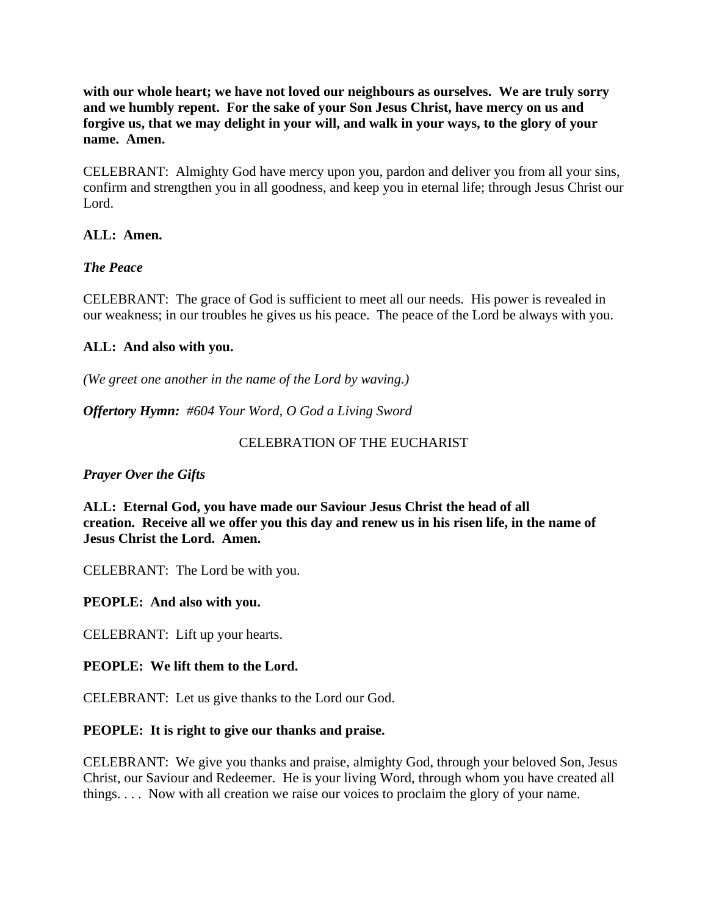**with our whole heart; we have not loved our neighbours as ourselves. We are truly sorry and we humbly repent. For the sake of your Son Jesus Christ, have mercy on us and forgive us, that we may delight in your will, and walk in your ways, to the glory of your name. Amen.**

CELEBRANT: Almighty God have mercy upon you, pardon and deliver you from all your sins, confirm and strengthen you in all goodness, and keep you in eternal life; through Jesus Christ our Lord.

**ALL: Amen.**

***The Peace***

CELEBRANT: The grace of God is sufficient to meet all our needs. His power is revealed in our weakness; in our troubles he gives us his peace. The peace of the Lord be always with you.

**ALL: And also with you.**

*(We greet one another in the name of the Lord by waving.)*

***Offertory Hymn:*** *#604 Your Word, O God a Living Sword*

CELEBRATION OF THE EUCHARIST

***Prayer Over the Gifts***

**ALL: Eternal God, you have made our Saviour Jesus Christ the head of all creation. Receive all we offer you this day and renew us in his risen life, in the name of Jesus Christ the Lord. Amen.**

CELEBRANT: The Lord be with you.

**PEOPLE: And also with you.**

CELEBRANT: Lift up your hearts.

**PEOPLE: We lift them to the Lord.**

CELEBRANT: Let us give thanks to the Lord our God.

**PEOPLE: It is right to give our thanks and praise.**

CELEBRANT: We give you thanks and praise, almighty God, through your beloved Son, Jesus Christ, our Saviour and Redeemer. He is your living Word, through whom you have created all things. . . . Now with all creation we raise our voices to proclaim the glory of your name.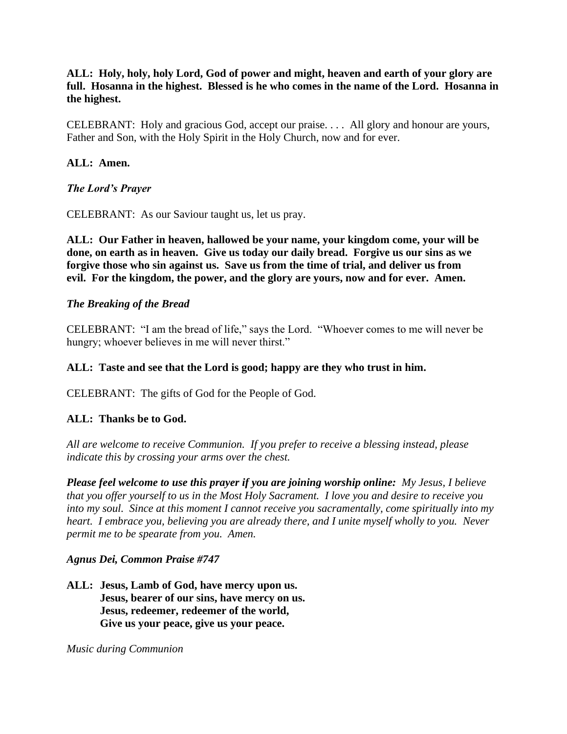**ALL: Holy, holy, holy Lord, God of power and might, heaven and earth of your glory are full. Hosanna in the highest. Blessed is he who comes in the name of the Lord. Hosanna in the highest.**

CELEBRANT: Holy and gracious God, accept our praise. . . . All glory and honour are yours, Father and Son, with the Holy Spirit in the Holy Church, now and for ever.

**ALL: Amen.**

***The Lord's Prayer***

CELEBRANT: As our Saviour taught us, let us pray.

**ALL: Our Father in heaven, hallowed be your name, your kingdom come, your will be done, on earth as in heaven. Give us today our daily bread. Forgive us our sins as we forgive those who sin against us. Save us from the time of trial, and deliver us from evil. For the kingdom, the power, and the glory are yours, now and for ever. Amen.**

***The Breaking of the Bread***

CELEBRANT: "I am the bread of life," says the Lord. "Whoever comes to me will never be hungry; whoever believes in me will never thirst."

**ALL: Taste and see that the Lord is good; happy are they who trust in him.**

CELEBRANT: The gifts of God for the People of God.

**ALL: Thanks be to God.**

*All are welcome to receive Communion. If you prefer to receive a blessing instead, please indicate this by crossing your arms over the chest.*

***Please feel welcome to use this prayer if you are joining worship online:*** *My Jesus, I believe that you offer yourself to us in the Most Holy Sacrament. I love you and desire to receive you into my soul. Since at this moment I cannot receive you sacramentally, come spiritually into my heart. I embrace you, believing you are already there, and I unite myself wholly to you. Never permit me to be spearate from you. Amen.*

***Agnus Dei, Common Praise #747***

**ALL: Jesus, Lamb of God, have mercy upon us.**
**Jesus, bearer of our sins, have mercy on us.**
**Jesus, redeemer, redeemer of the world,**
**Give us your peace, give us your peace.**

*Music during Communion*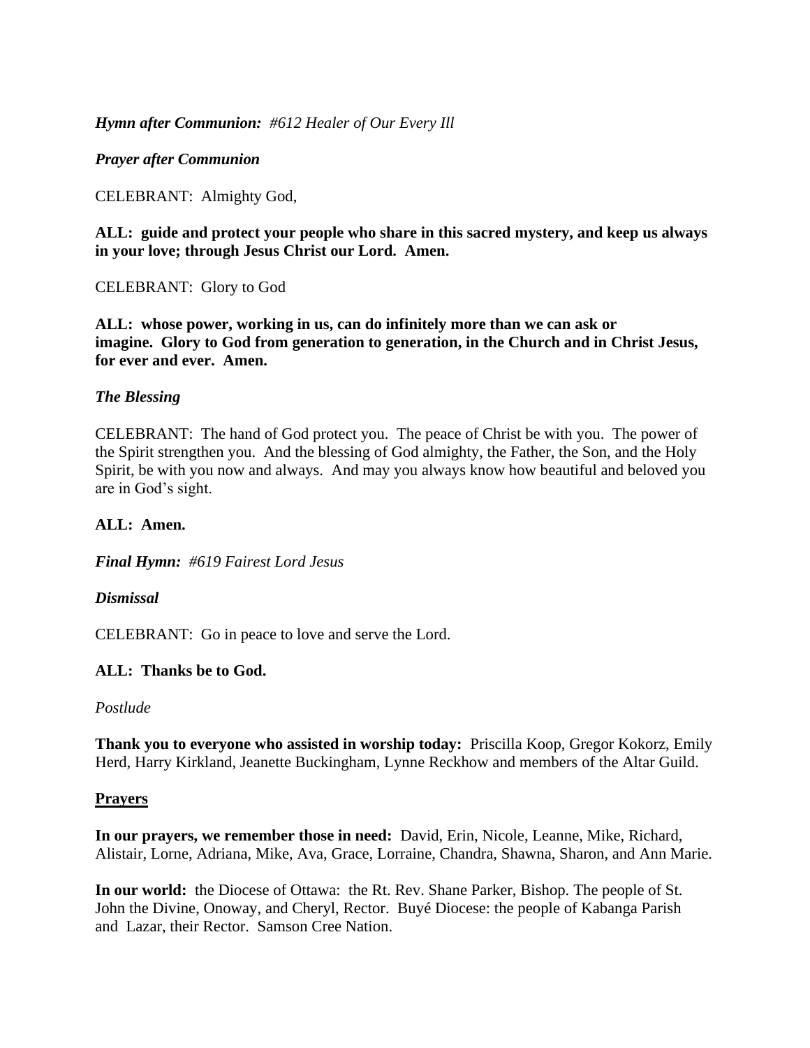***Hymn after Communion:** #612 Healer of Our Every Ill*

***Prayer after Communion***

CELEBRANT: Almighty God,

**ALL: guide and protect your people who share in this sacred mystery, and keep us always in your love; through Jesus Christ our Lord. Amen.**

CELEBRANT: Glory to God

**ALL: whose power, working in us, can do infinitely more than we can ask or imagine. Glory to God from generation to generation, in the Church and in Christ Jesus, for ever and ever. Amen.**

***The Blessing***

CELEBRANT: The hand of God protect you. The peace of Christ be with you. The power of the Spirit strengthen you. And the blessing of God almighty, the Father, the Son, and the Holy Spirit, be with you now and always. And may you always know how beautiful and beloved you are in God's sight.

**ALL: Amen.**

***Final Hymn:** #619 Fairest Lord Jesus*

***Dismissal***

CELEBRANT: Go in peace to love and serve the Lord.

**ALL: Thanks be to God.**

*Postlude*

**Thank you to everyone who assisted in worship today:** Priscilla Koop, Gregor Kokorz, Emily Herd, Harry Kirkland, Jeanette Buckingham, Lynne Reckhow and members of the Altar Guild.

**Prayers**

**In our prayers, we remember those in need:** David, Erin, Nicole, Leanne, Mike, Richard, Alistair, Lorne, Adriana, Mike, Ava, Grace, Lorraine, Chandra, Shawna, Sharon, and Ann Marie.

**In our world:** the Diocese of Ottawa: the Rt. Rev. Shane Parker, Bishop. The people of St. John the Divine, Onoway, and Cheryl, Rector. Buyé Diocese: the people of Kabanga Parish and Lazar, their Rector. Samson Cree Nation.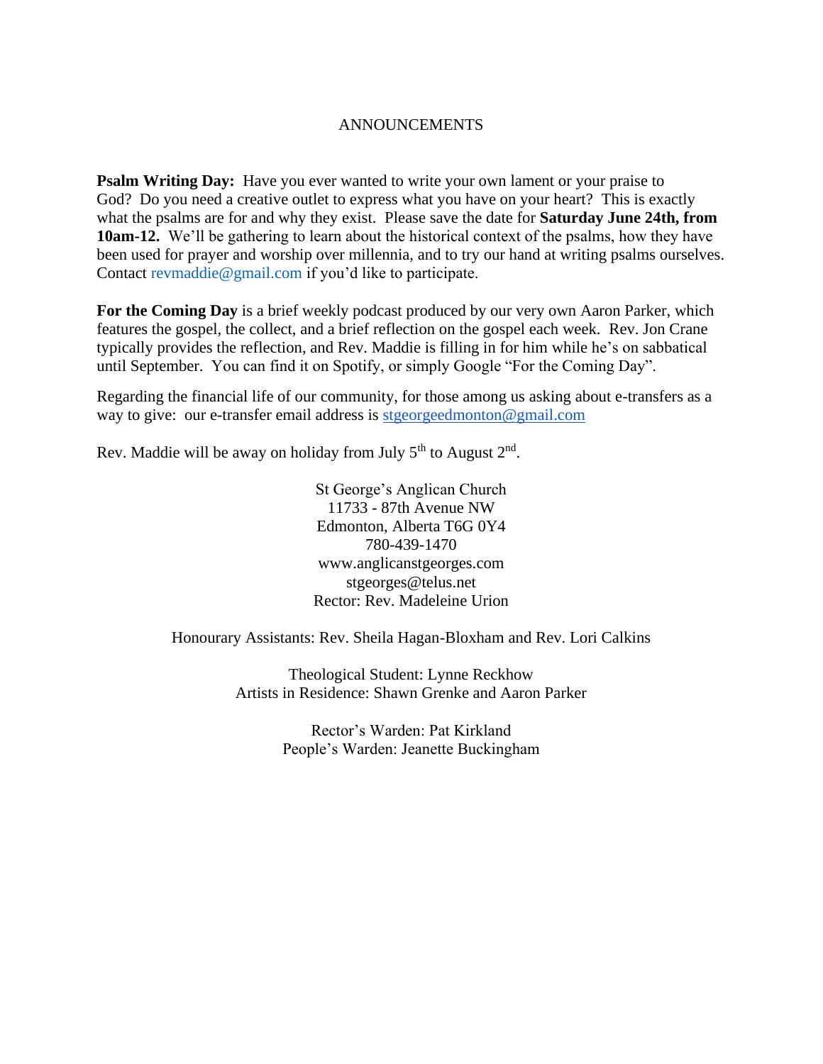# ANNOUNCEMENTS

**Psalm Writing Day:** Have you ever wanted to write your own lament or your praise to God? Do you need a creative outlet to express what you have on your heart? This is exactly what the psalms are for and why they exist. Please save the date for **Saturday June 24th, from 10am-12.** We'll be gathering to learn about the historical context of the psalms, how they have been used for prayer and worship over millennia, and to try our hand at writing psalms ourselves. Contact revmaddie@gmail.com if you'd like to participate.

**For the Coming Day** is a brief weekly podcast produced by our very own Aaron Parker, which features the gospel, the collect, and a brief reflection on the gospel each week. Rev. Jon Crane typically provides the reflection, and Rev. Maddie is filling in for him while he's on sabbatical until September. You can find it on Spotify, or simply Google "For the Coming Day".

Regarding the financial life of our community, for those among us asking about e-transfers as a way to give: our e-transfer email address is stgeorgeedmonton@gmail.com

Rev. Maddie will be away on holiday from July 5th to August 2nd.

St George's Anglican Church
11733 - 87th Avenue NW
Edmonton, Alberta T6G 0Y4
780-439-1470
www.anglicanstgeorges.com
stgeorges@telus.net
Rector: Rev. Madeleine Urion

Honourary Assistants: Rev. Sheila Hagan-Bloxham and Rev. Lori Calkins

Theological Student: Lynne Reckhow
Artists in Residence: Shawn Grenke and Aaron Parker

Rector's Warden: Pat Kirkland
People's Warden: Jeanette Buckingham